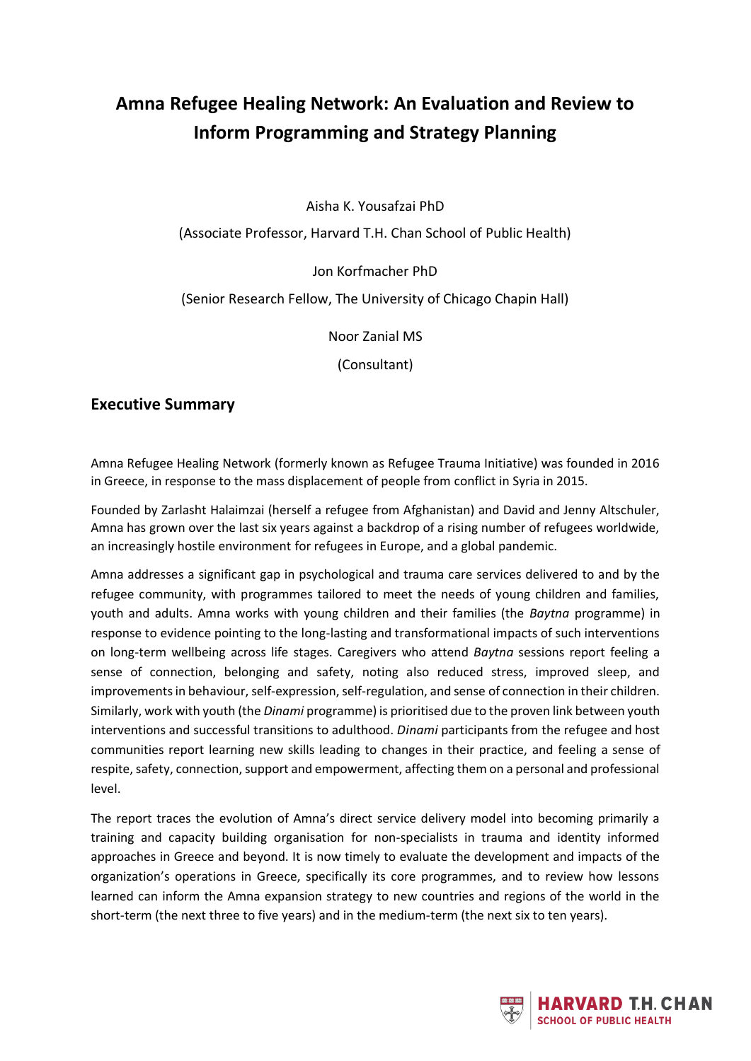# Amna Refugee Healing Network: An Evaluation and Review to Inform Programming and Strategy Planning

Aisha K. Yousafzai PhD

(Associate Professor, Harvard T.H. Chan School of Public Health)

Jon Korfmacher PhD

(Senior Research Fellow, The University of Chicago Chapin Hall)

Noor Zanial MS

(Consultant)

## Executive Summary

Amna Refugee Healing Network (formerly known as Refugee Trauma Initiative) was founded in 2016 in Greece, in response to the mass displacement of people from conflict in Syria in 2015.

Founded by Zarlasht Halaimzai (herself a refugee from Afghanistan) and David and Jenny Altschuler, Amna has grown over the last six years against a backdrop of a rising number of refugees worldwide, an increasingly hostile environment for refugees in Europe, and a global pandemic.

Amna addresses a significant gap in psychological and trauma care services delivered to and by the refugee community, with programmes tailored to meet the needs of young children and families, youth and adults. Amna works with young children and their families (the *Baytna* programme) in response to evidence pointing to the long-lasting and transformational impacts of such interventions on long-term wellbeing across life stages. Caregivers who attend *Baytna* sessions report feeling a sense of connection, belonging and safety, noting also reduced stress, improved sleep, and improvements in behaviour, self-expression, self-regulation, and sense of connection in their children. Similarly, work with youth (the *Dinami* programme) is prioritised due to the proven link between youth interventions and successful transitions to adulthood. *Dinami* participants from the refugee and host communities report learning new skills leading to changes in their practice, and feeling a sense of respite, safety, connection, support and empowerment, affecting them on a personal and professional level.

The report traces the evolution of Amna's direct service delivery model into becoming primarily a training and capacity building organisation for non-specialists in trauma and identity informed approaches in Greece and beyond. It is now timely to evaluate the development and impacts of the organization's operations in Greece, specifically its core programmes, and to review how lessons learned can inform the Amna expansion strategy to new countries and regions of the world in the short-term (the next three to five years) and in the medium-term (the next six to ten years).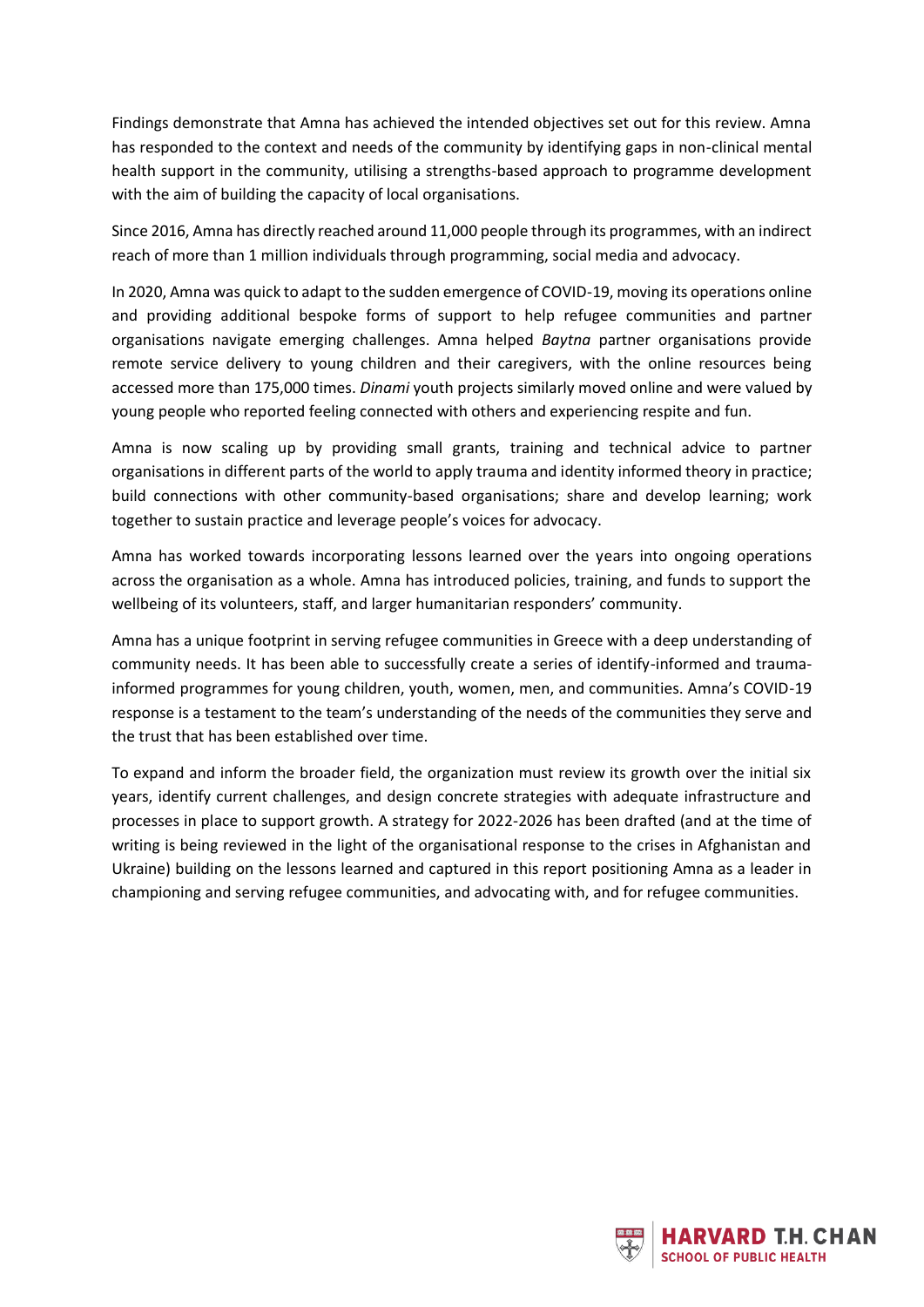Findings demonstrate that Amna has achieved the intended objectives set out for this review. Amna has responded to the context and needs of the community by identifying gaps in non-clinical mental health support in the community, utilising a strengths-based approach to programme development with the aim of building the capacity of local organisations.

Since 2016, Amna has directly reached around 11,000 people through its programmes, with an indirect reach of more than 1 million individuals through programming, social media and advocacy.

In 2020, Amna was quick to adapt to the sudden emergence of COVID-19, moving its operations online and providing additional bespoke forms of support to help refugee communities and partner organisations navigate emerging challenges. Amna helped *Baytna* partner organisations provide remote service delivery to young children and their caregivers, with the online resources being accessed more than 175,000 times. *Dinami* youth projects similarly moved online and were valued by young people who reported feeling connected with others and experiencing respite and fun.

Amna is now scaling up by providing small grants, training and technical advice to partner organisations in different parts of the world to apply trauma and identity informed theory in practice; build connections with other community-based organisations; share and develop learning; work together to sustain practice and leverage people's voices for advocacy.

Amna has worked towards incorporating lessons learned over the years into ongoing operations across the organisation as a whole. Amna has introduced policies, training, and funds to support the wellbeing of its volunteers, staff, and larger humanitarian responders' community.

Amna has a unique footprint in serving refugee communities in Greece with a deep understanding of community needs. It has been able to successfully create a series of identify-informed and trauma-informed programmes for young children, youth, women, men, and communities. Amna's COVID-19 response is a testament to the team's understanding of the needs of the communities they serve and the trust that has been established over time.

To expand and inform the broader field, the organization must review its growth over the initial six years, identify current challenges, and design concrete strategies with adequate infrastructure and processes in place to support growth. A strategy for 2022-2026 has been drafted (and at the time of writing is being reviewed in the light of the organisational response to the crises in Afghanistan and Ukraine) building on the lessons learned and captured in this report positioning Amna as a leader in championing and serving refugee communities, and advocating with, and for refugee communities.